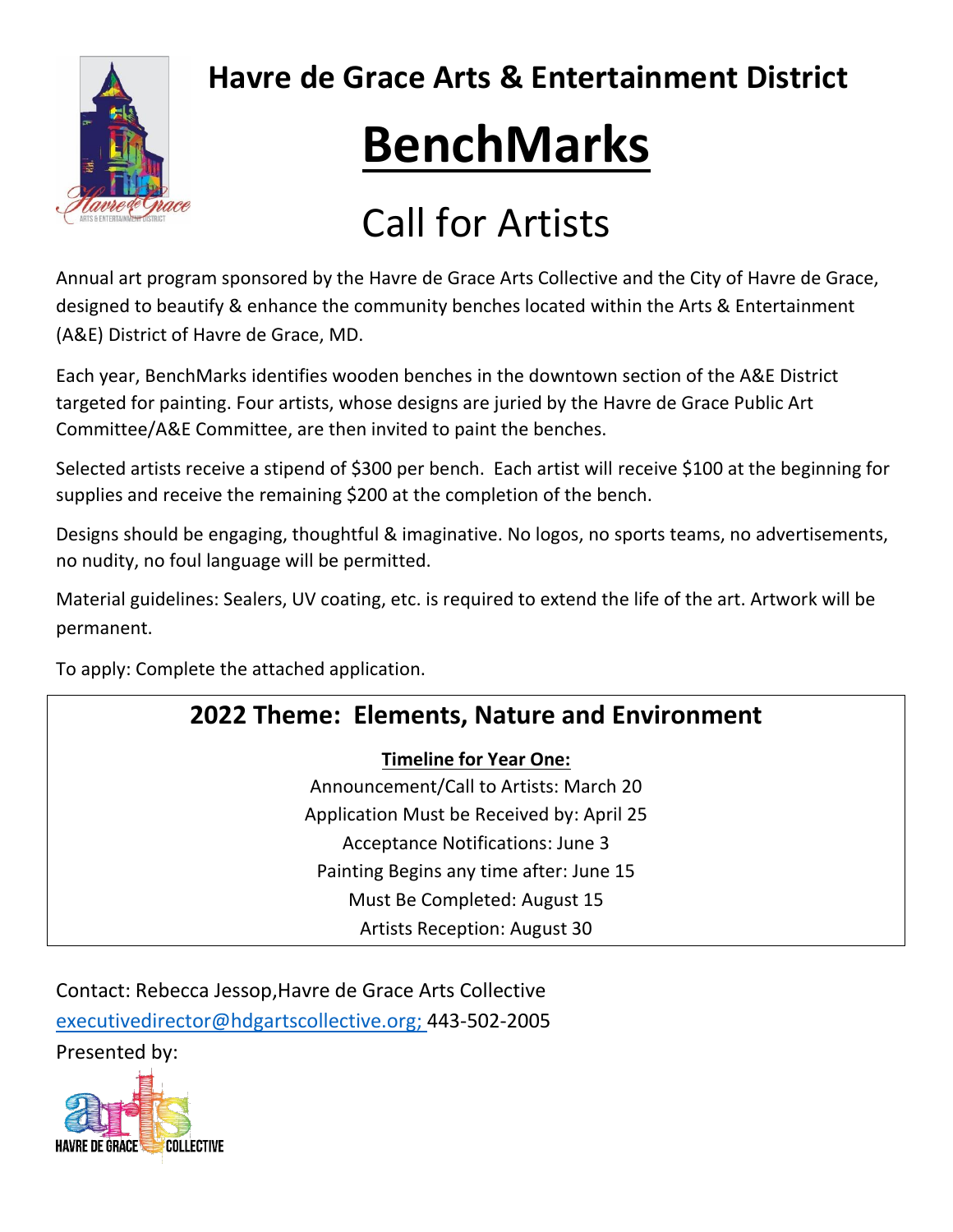## Havre de Grace Arts & Entertainment District

# BenchMarks

## Call for Artists

Annual art program sponsored by the Havre de Grace Arts Collective and the City of Havre de Grace, designed to beautify & enhance the community benches located within the Arts & Entertainment (A&E) District of Havre de Grace, MD.

Each year, BenchMarks identifies wooden benches in the downtown section of the A&E District targeted for painting. Four artists, whose designs are juried by the Havre de Grace Public Art Committee/A&E Committee, are then invited to paint the benches.

Selected artists receive a stipend of $300 per bench. Each artist will receive $100 at the beginning for supplies and receive the remaining $200 at the completion of the bench.

Designs should be engaging, thoughtful & imaginative. No logos, no sports teams, no advertisements, no nudity, no foul language will be permitted.

Material guidelines: Sealers, UV coating, etc. is required to extend the life of the art. Artwork will be permanent.

To apply: Complete the attached application.

### 2022 Theme: Elements, Nature and Environment

**Timeline for Year One:**

Announcement/Call to Artists: March 20
Application Must be Received by: April 25
Acceptance Notifications: June 3
Painting Begins any time after: June 15
Must Be Completed: August 15
Artists Reception: August 30

Contact: Rebecca Jessop,Havre de Grace Arts Collective
executivedirector@hdgartscollective.org; 443-502-2005

Presented by:

HAVRE DE GRACE arts COLLECTIVE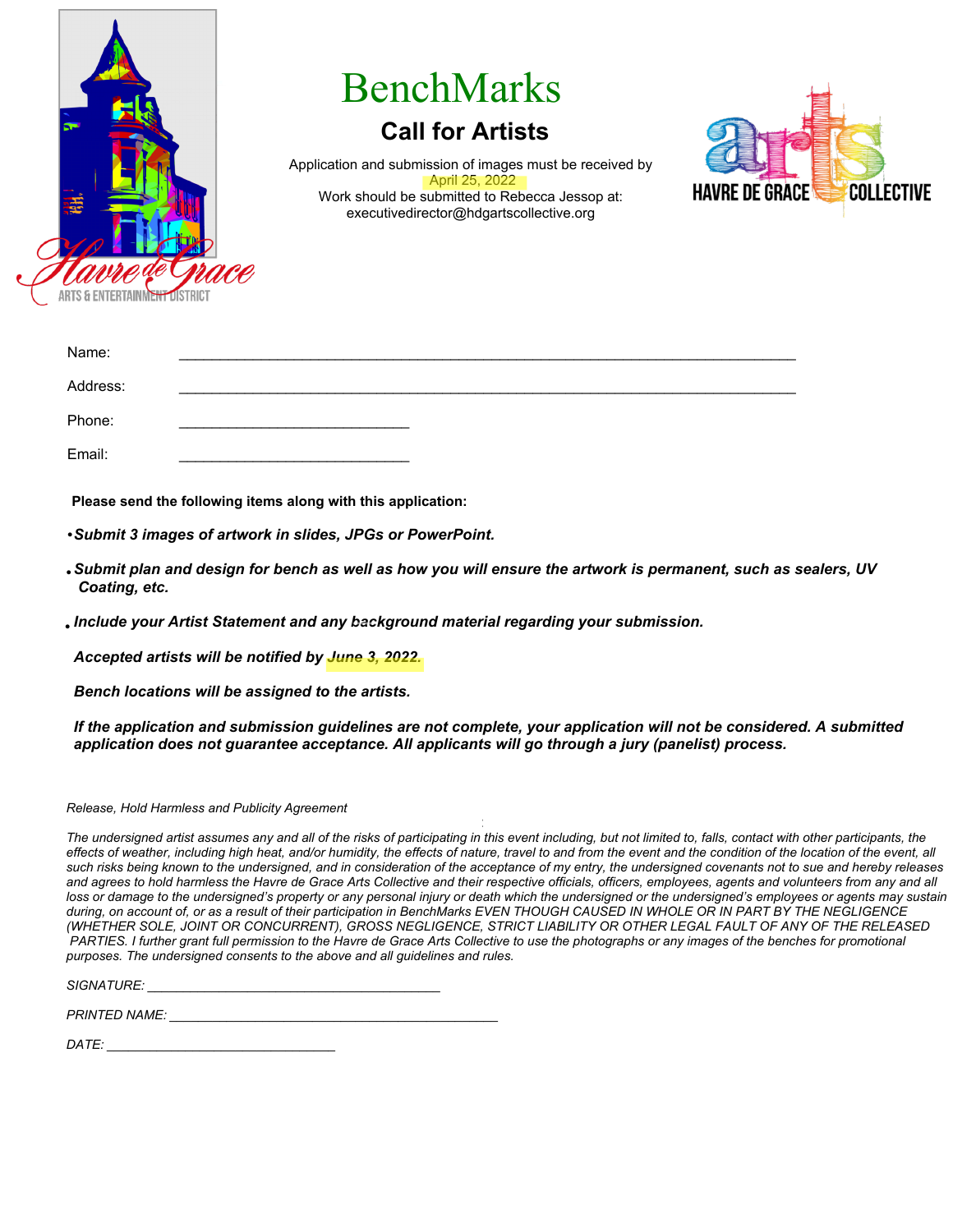# BenchMarks

## Call for Artists

Application and submission of images must be received by April 25, 2022

Work should be submitted to Rebecca Jessop at: executivedirector@hdgartscollective.org

HAVRE DE GRACE arts COLLECTIVE

Havre de Grace ARTS & ENTERTAINMENT DISTRICT

Name: ______________________________________________

Address: ______________________________________________

Phone: ____________________________

Email: ____________________________

**Please send the following items along with this application:**

- ***Submit 3 images of artwork in slides, JPGs or PowerPoint.***
- ***Submit plan and design for bench as well as how you will ensure the artwork is permanent, such as sealers, UV Coating, etc.***
- ***Include your Artist Statement and any background material regarding your submission.***

***Accepted artists will be notified by June 3, 2022.***

***Bench locations will be assigned to the artists.***

***If the application and submission guidelines are not complete, your application will not be considered. A submitted application does not guarantee acceptance. All applicants will go through a jury (panelist) process.***

*Release, Hold Harmless and Publicity Agreement*

*The undersigned artist assumes any and all of the risks of participating in this event including, but not limited to, falls, contact with other participants, the effects of weather, including high heat, and/or humidity, the effects of nature, travel to and from the event and the condition of the location of the event, all such risks being known to the undersigned, and in consideration of the acceptance of my entry, the undersigned covenants not to sue and hereby releases and agrees to hold harmless the Havre de Grace Arts Collective and their respective officials, officers, employees, agents and volunteers from any and all loss or damage to the undersigned's property or any personal injury or death which the undersigned or the undersigned's employees or agents may sustain during, on account of, or as a result of their participation in BenchMarks EVEN THOUGH CAUSED IN WHOLE OR IN PART BY THE NEGLIGENCE (WHETHER SOLE, JOINT OR CONCURRENT), GROSS NEGLIGENCE, STRICT LIABILITY OR OTHER LEGAL FAULT OF ANY OF THE RELEASED PARTIES. I further grant full permission to the Havre de Grace Arts Collective to use the photographs or any images of the benches for promotional purposes. The undersigned consents to the above and all guidelines and rules.*

*SIGNATURE:* ________________________________________

*PRINTED NAME:* ____________________________________________

*DATE:* ________________________________